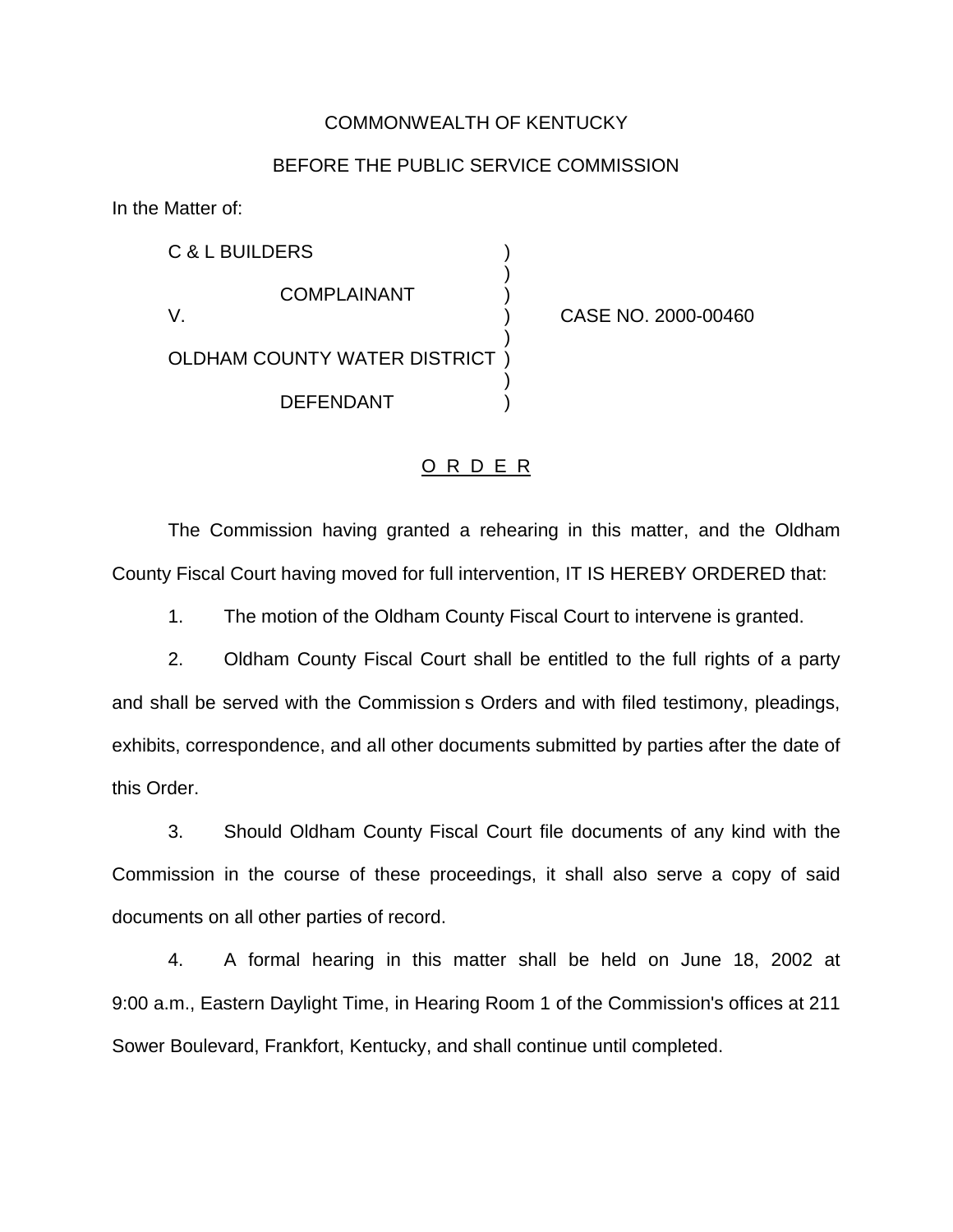COMMONWEALTH OF KENTUCKY

BEFORE THE PUBLIC SERVICE COMMISSION

In the Matter of:

| | | |
|---|---|---|
| C & L BUILDERS | ) | |
| | ) | |
| COMPLAINANT | ) | |
| V. | ) | CASE NO. 2000-00460 |
| | ) | |
| OLDHAM COUNTY WATER DISTRICT | ) | |
| | ) | |
| DEFENDANT | ) | |

# O R D E R

The Commission having granted a rehearing in this matter, and the Oldham County Fiscal Court having moved for full intervention, IT IS HEREBY ORDERED that:

1. The motion of the Oldham County Fiscal Court to intervene is granted.

2. Oldham County Fiscal Court shall be entitled to the full rights of a party and shall be served with the Commission s Orders and with filed testimony, pleadings, exhibits, correspondence, and all other documents submitted by parties after the date of this Order.

3. Should Oldham County Fiscal Court file documents of any kind with the Commission in the course of these proceedings, it shall also serve a copy of said documents on all other parties of record.

4. A formal hearing in this matter shall be held on June 18, 2002 at 9:00 a.m., Eastern Daylight Time, in Hearing Room 1 of the Commission's offices at 211 Sower Boulevard, Frankfort, Kentucky, and shall continue until completed.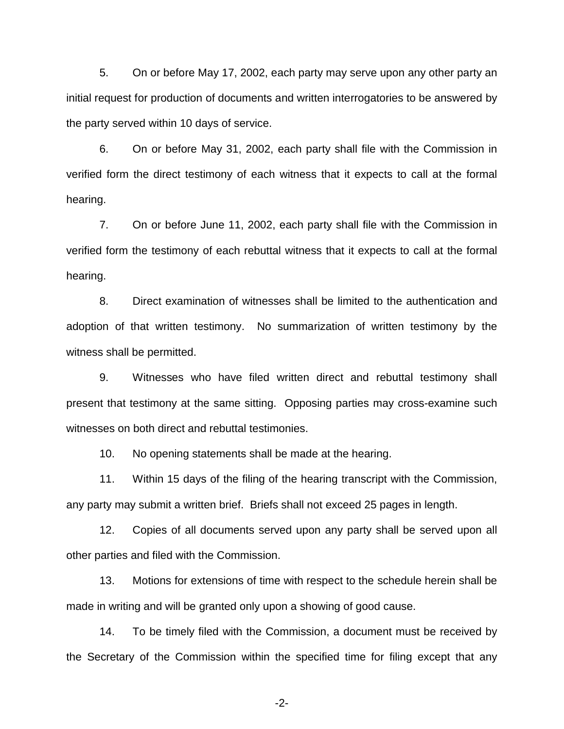5. On or before May 17, 2002, each party may serve upon any other party an initial request for production of documents and written interrogatories to be answered by the party served within 10 days of service.

6. On or before May 31, 2002, each party shall file with the Commission in verified form the direct testimony of each witness that it expects to call at the formal hearing.

7. On or before June 11, 2002, each party shall file with the Commission in verified form the testimony of each rebuttal witness that it expects to call at the formal hearing.

8. Direct examination of witnesses shall be limited to the authentication and adoption of that written testimony. No summarization of written testimony by the witness shall be permitted.

9. Witnesses who have filed written direct and rebuttal testimony shall present that testimony at the same sitting. Opposing parties may cross-examine such witnesses on both direct and rebuttal testimonies.

10. No opening statements shall be made at the hearing.

11. Within 15 days of the filing of the hearing transcript with the Commission, any party may submit a written brief. Briefs shall not exceed 25 pages in length.

12. Copies of all documents served upon any party shall be served upon all other parties and filed with the Commission.

13. Motions for extensions of time with respect to the schedule herein shall be made in writing and will be granted only upon a showing of good cause.

14. To be timely filed with the Commission, a document must be received by the Secretary of the Commission within the specified time for filing except that any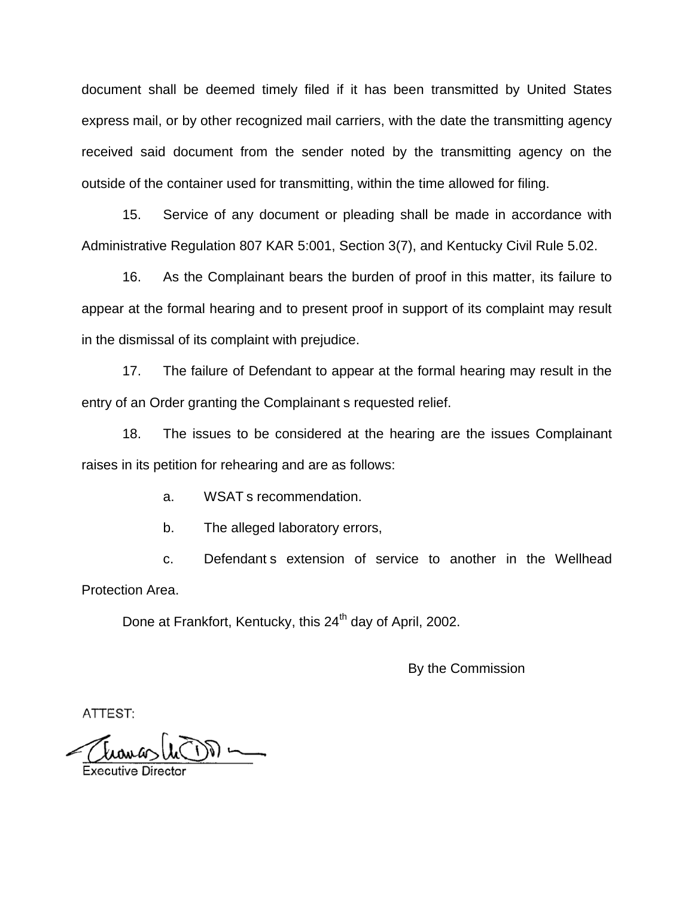document shall be deemed timely filed if it has been transmitted by United States express mail, or by other recognized mail carriers, with the date the transmitting agency received said document from the sender noted by the transmitting agency on the outside of the container used for transmitting, within the time allowed for filing.

15. Service of any document or pleading shall be made in accordance with Administrative Regulation 807 KAR 5:001, Section 3(7), and Kentucky Civil Rule 5.02.

16. As the Complainant bears the burden of proof in this matter, its failure to appear at the formal hearing and to present proof in support of its complaint may result in the dismissal of its complaint with prejudice.

17. The failure of Defendant to appear at the formal hearing may result in the entry of an Order granting the Complainant s requested relief.

18. The issues to be considered at the hearing are the issues Complainant raises in its petition for rehearing and are as follows:

a. WSAT s recommendation.

b. The alleged laboratory errors,

c. Defendant s extension of service to another in the Wellhead Protection Area.

Done at Frankfort, Kentucky, this 24th day of April, 2002.

By the Commission

ATTEST:

Executive Director